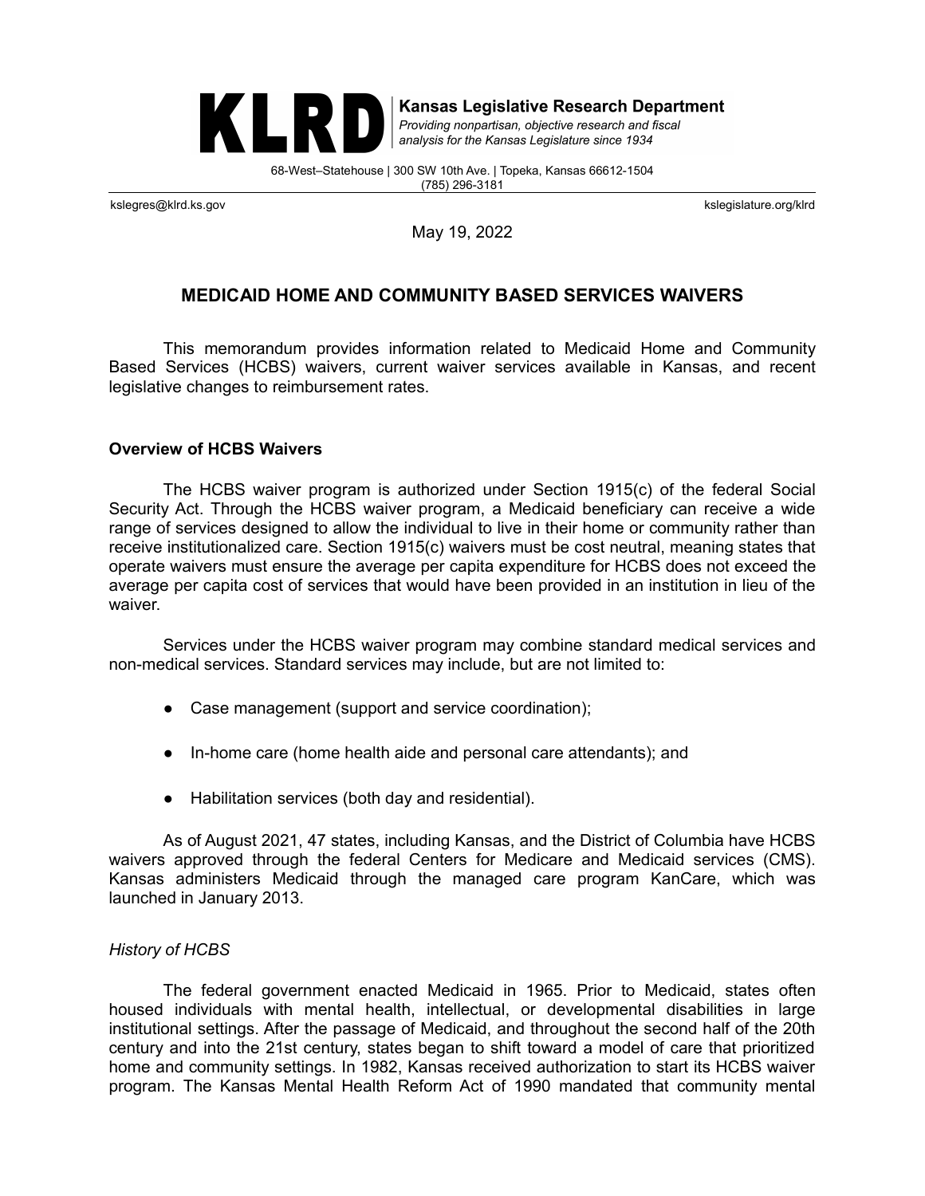**KLRD** | **Kansas Legislative Research Department**
*Providing nonpartisan, objective research and fiscal analysis for the Kansas Legislature since 1934*

68-West–Statehouse | 300 SW 10th Ave. | Topeka, Kansas 66612-1504
(785) 296-3181

kslegres@klrd.ks.gov kslegislature.org/klrd

May 19, 2022

## MEDICAID HOME AND COMMUNITY BASED SERVICES WAIVERS

This memorandum provides information related to Medicaid Home and Community Based Services (HCBS) waivers, current waiver services available in Kansas, and recent legislative changes to reimbursement rates.

### Overview of HCBS Waivers

The HCBS waiver program is authorized under Section 1915(c) of the federal Social Security Act. Through the HCBS waiver program, a Medicaid beneficiary can receive a wide range of services designed to allow the individual to live in their home or community rather than receive institutionalized care. Section 1915(c) waivers must be cost neutral, meaning states that operate waivers must ensure the average per capita expenditure for HCBS does not exceed the average per capita cost of services that would have been provided in an institution in lieu of the waiver.

Services under the HCBS waiver program may combine standard medical services and non-medical services. Standard services may include, but are not limited to:

- Case management (support and service coordination);
- In-home care (home health aide and personal care attendants); and
- Habilitation services (both day and residential).

As of August 2021, 47 states, including Kansas, and the District of Columbia have HCBS waivers approved through the federal Centers for Medicare and Medicaid services (CMS). Kansas administers Medicaid through the managed care program KanCare, which was launched in January 2013.

#### *History of HCBS*

The federal government enacted Medicaid in 1965. Prior to Medicaid, states often housed individuals with mental health, intellectual, or developmental disabilities in large institutional settings. After the passage of Medicaid, and throughout the second half of the 20th century and into the 21st century, states began to shift toward a model of care that prioritized home and community settings. In 1982, Kansas received authorization to start its HCBS waiver program. The Kansas Mental Health Reform Act of 1990 mandated that community mental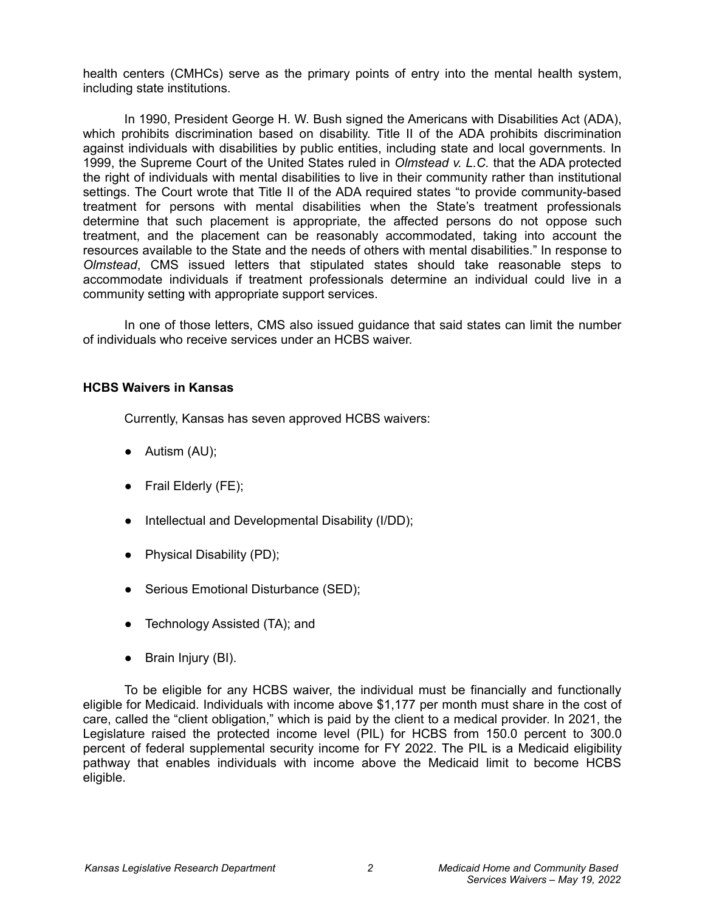health centers (CMHCs) serve as the primary points of entry into the mental health system, including state institutions.

In 1990, President George H. W. Bush signed the Americans with Disabilities Act (ADA), which prohibits discrimination based on disability. Title II of the ADA prohibits discrimination against individuals with disabilities by public entities, including state and local governments. In 1999, the Supreme Court of the United States ruled in *Olmstead v. L.C.* that the ADA protected the right of individuals with mental disabilities to live in their community rather than institutional settings. The Court wrote that Title II of the ADA required states "to provide community-based treatment for persons with mental disabilities when the State's treatment professionals determine that such placement is appropriate, the affected persons do not oppose such treatment, and the placement can be reasonably accommodated, taking into account the resources available to the State and the needs of others with mental disabilities." In response to *Olmstead*, CMS issued letters that stipulated states should take reasonable steps to accommodate individuals if treatment professionals determine an individual could live in a community setting with appropriate support services.

In one of those letters, CMS also issued guidance that said states can limit the number of individuals who receive services under an HCBS waiver.

**HCBS Waivers in Kansas**

Currently, Kansas has seven approved HCBS waivers:

- Autism (AU);
- Frail Elderly (FE);
- Intellectual and Developmental Disability (I/DD);
- Physical Disability (PD);
- Serious Emotional Disturbance (SED);
- Technology Assisted (TA); and
- Brain Injury (BI).

To be eligible for any HCBS waiver, the individual must be financially and functionally eligible for Medicaid. Individuals with income above $1,177 per month must share in the cost of care, called the "client obligation," which is paid by the client to a medical provider. In 2021, the Legislature raised the protected income level (PIL) for HCBS from 150.0 percent to 300.0 percent of federal supplemental security income for FY 2022. The PIL is a Medicaid eligibility pathway that enables individuals with income above the Medicaid limit to become HCBS eligible.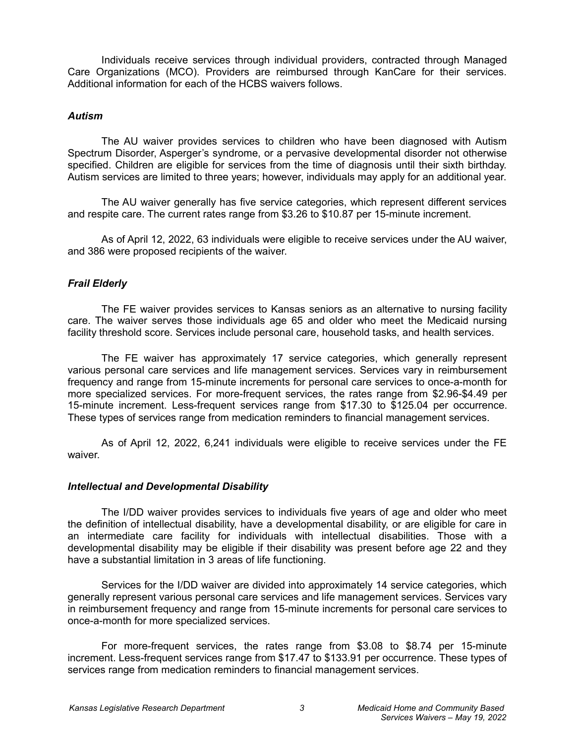Individuals receive services through individual providers, contracted through Managed Care Organizations (MCO). Providers are reimbursed through KanCare for their services. Additional information for each of the HCBS waivers follows.

### *Autism*

The AU waiver provides services to children who have been diagnosed with Autism Spectrum Disorder, Asperger's syndrome, or a pervasive developmental disorder not otherwise specified. Children are eligible for services from the time of diagnosis until their sixth birthday. Autism services are limited to three years; however, individuals may apply for an additional year.

The AU waiver generally has five service categories, which represent different services and respite care. The current rates range from $3.26 to $10.87 per 15-minute increment.

As of April 12, 2022, 63 individuals were eligible to receive services under the AU waiver, and 386 were proposed recipients of the waiver.

### *Frail Elderly*

The FE waiver provides services to Kansas seniors as an alternative to nursing facility care. The waiver serves those individuals age 65 and older who meet the Medicaid nursing facility threshold score. Services include personal care, household tasks, and health services.

The FE waiver has approximately 17 service categories, which generally represent various personal care services and life management services. Services vary in reimbursement frequency and range from 15-minute increments for personal care services to once-a-month for more specialized services. For more-frequent services, the rates range from $2.96-$4.49 per 15-minute increment. Less-frequent services range from $17.30 to $125.04 per occurrence. These types of services range from medication reminders to financial management services.

As of April 12, 2022, 6,241 individuals were eligible to receive services under the FE waiver.

### *Intellectual and Developmental Disability*

The I/DD waiver provides services to individuals five years of age and older who meet the definition of intellectual disability, have a developmental disability, or are eligible for care in an intermediate care facility for individuals with intellectual disabilities. Those with a developmental disability may be eligible if their disability was present before age 22 and they have a substantial limitation in 3 areas of life functioning.

Services for the I/DD waiver are divided into approximately 14 service categories, which generally represent various personal care services and life management services. Services vary in reimbursement frequency and range from 15-minute increments for personal care services to once-a-month for more specialized services.

For more-frequent services, the rates range from $3.08 to $8.74 per 15-minute increment. Less-frequent services range from $17.47 to $133.91 per occurrence. These types of services range from medication reminders to financial management services.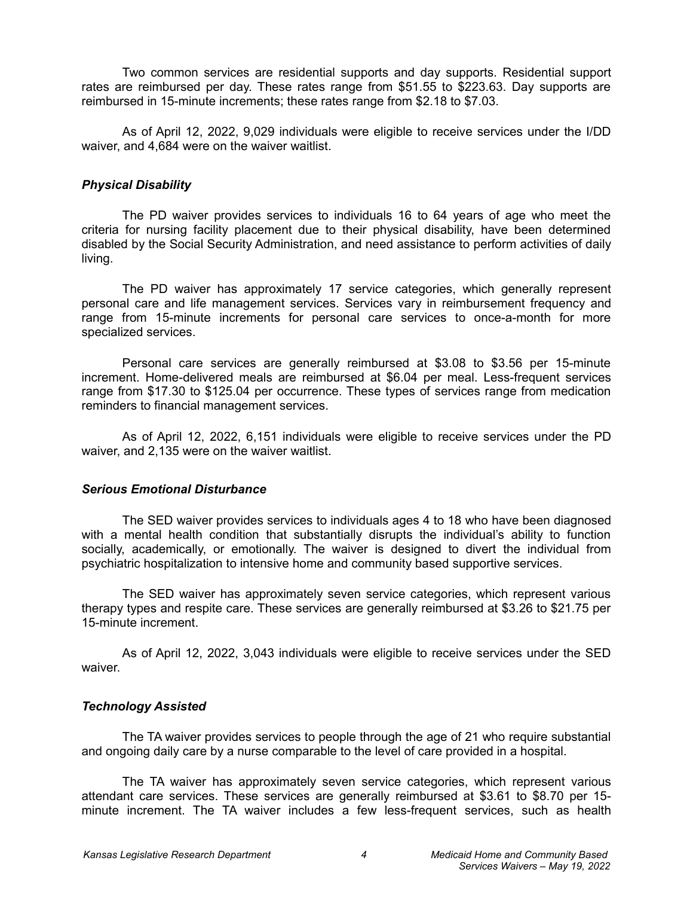Two common services are residential supports and day supports. Residential support rates are reimbursed per day. These rates range from $51.55 to $223.63. Day supports are reimbursed in 15-minute increments; these rates range from $2.18 to $7.03.

As of April 12, 2022, 9,029 individuals were eligible to receive services under the I/DD waiver, and 4,684 were on the waiver waitlist.

### *Physical Disability*

The PD waiver provides services to individuals 16 to 64 years of age who meet the criteria for nursing facility placement due to their physical disability, have been determined disabled by the Social Security Administration, and need assistance to perform activities of daily living.

The PD waiver has approximately 17 service categories, which generally represent personal care and life management services. Services vary in reimbursement frequency and range from 15-minute increments for personal care services to once-a-month for more specialized services.

Personal care services are generally reimbursed at $3.08 to $3.56 per 15-minute increment. Home-delivered meals are reimbursed at $6.04 per meal. Less-frequent services range from $17.30 to $125.04 per occurrence. These types of services range from medication reminders to financial management services.

As of April 12, 2022, 6,151 individuals were eligible to receive services under the PD waiver, and 2,135 were on the waiver waitlist.

### *Serious Emotional Disturbance*

The SED waiver provides services to individuals ages 4 to 18 who have been diagnosed with a mental health condition that substantially disrupts the individual's ability to function socially, academically, or emotionally. The waiver is designed to divert the individual from psychiatric hospitalization to intensive home and community based supportive services.

The SED waiver has approximately seven service categories, which represent various therapy types and respite care. These services are generally reimbursed at $3.26 to $21.75 per 15-minute increment.

As of April 12, 2022, 3,043 individuals were eligible to receive services under the SED waiver.

### *Technology Assisted*

The TA waiver provides services to people through the age of 21 who require substantial and ongoing daily care by a nurse comparable to the level of care provided in a hospital.

The TA waiver has approximately seven service categories, which represent various attendant care services. These services are generally reimbursed at $3.61 to $8.70 per 15-minute increment. The TA waiver includes a few less-frequent services, such as health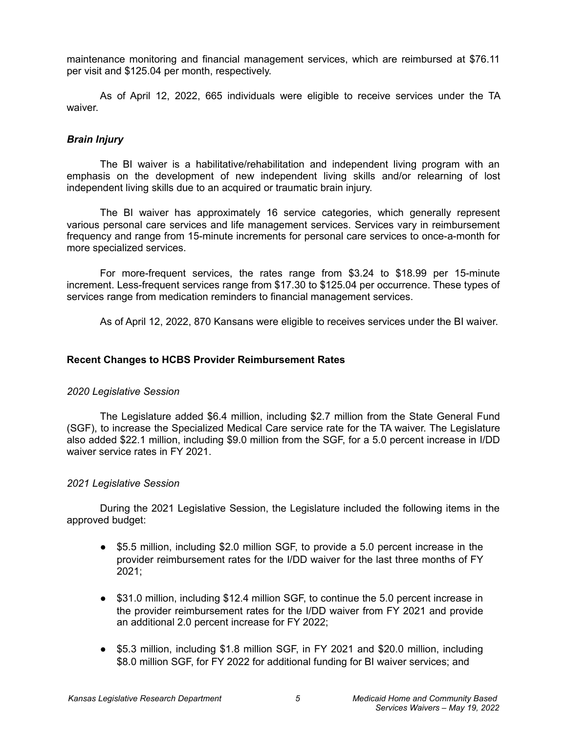maintenance monitoring and financial management services, which are reimbursed at $76.11 per visit and $125.04 per month, respectively.

As of April 12, 2022, 665 individuals were eligible to receive services under the TA waiver.

### *Brain Injury*

The BI waiver is a habilitative/rehabilitation and independent living program with an emphasis on the development of new independent living skills and/or relearning of lost independent living skills due to an acquired or traumatic brain injury.

The BI waiver has approximately 16 service categories, which generally represent various personal care services and life management services. Services vary in reimbursement frequency and range from 15-minute increments for personal care services to once-a-month for more specialized services.

For more-frequent services, the rates range from $3.24 to $18.99 per 15-minute increment. Less-frequent services range from $17.30 to $125.04 per occurrence. These types of services range from medication reminders to financial management services.

As of April 12, 2022, 870 Kansans were eligible to receives services under the BI waiver.

## Recent Changes to HCBS Provider Reimbursement Rates

### *2020 Legislative Session*

The Legislature added $6.4 million, including $2.7 million from the State General Fund (SGF), to increase the Specialized Medical Care service rate for the TA waiver. The Legislature also added $22.1 million, including $9.0 million from the SGF, for a 5.0 percent increase in I/DD waiver service rates in FY 2021.

### *2021 Legislative Session*

During the 2021 Legislative Session, the Legislature included the following items in the approved budget:

- $5.5 million, including $2.0 million SGF, to provide a 5.0 percent increase in the provider reimbursement rates for the I/DD waiver for the last three months of FY 2021;
- $31.0 million, including $12.4 million SGF, to continue the 5.0 percent increase in the provider reimbursement rates for the I/DD waiver from FY 2021 and provide an additional 2.0 percent increase for FY 2022;
- $5.3 million, including $1.8 million SGF, in FY 2021 and $20.0 million, including $8.0 million SGF, for FY 2022 for additional funding for BI waiver services; and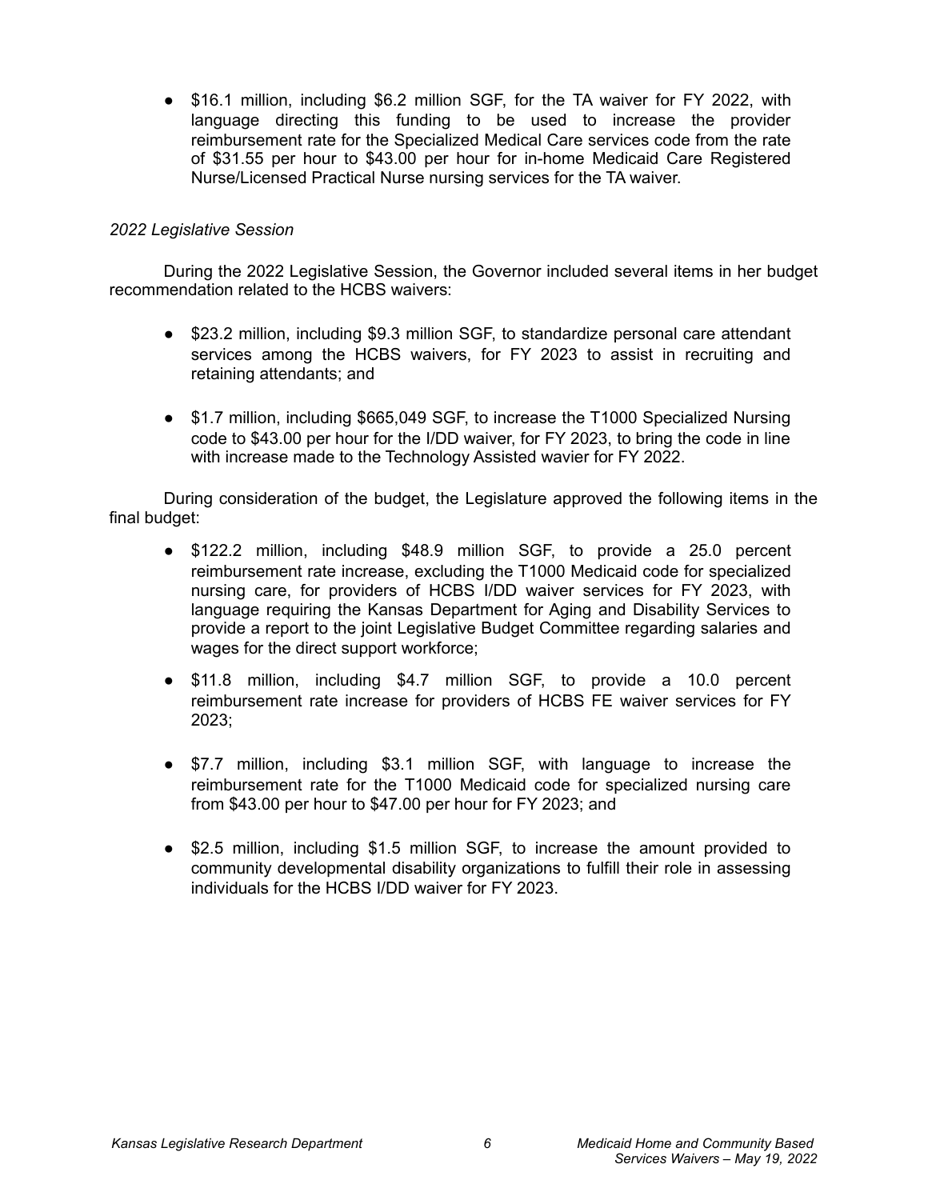- $16.1 million, including $6.2 million SGF, for the TA waiver for FY 2022, with language directing this funding to be used to increase the provider reimbursement rate for the Specialized Medical Care services code from the rate of $31.55 per hour to $43.00 per hour for in-home Medicaid Care Registered Nurse/Licensed Practical Nurse nursing services for the TA waiver.

*2022 Legislative Session*

During the 2022 Legislative Session, the Governor included several items in her budget recommendation related to the HCBS waivers:

- $23.2 million, including $9.3 million SGF, to standardize personal care attendant services among the HCBS waivers, for FY 2023 to assist in recruiting and retaining attendants; and

- $1.7 million, including $665,049 SGF, to increase the T1000 Specialized Nursing code to $43.00 per hour for the I/DD waiver, for FY 2023, to bring the code in line with increase made to the Technology Assisted wavier for FY 2022.

During consideration of the budget, the Legislature approved the following items in the final budget:

- $122.2 million, including $48.9 million SGF, to provide a 25.0 percent reimbursement rate increase, excluding the T1000 Medicaid code for specialized nursing care, for providers of HCBS I/DD waiver services for FY 2023, with language requiring the Kansas Department for Aging and Disability Services to provide a report to the joint Legislative Budget Committee regarding salaries and wages for the direct support workforce;

- $11.8 million, including $4.7 million SGF, to provide a 10.0 percent reimbursement rate increase for providers of HCBS FE waiver services for FY 2023;

- $7.7 million, including $3.1 million SGF, with language to increase the reimbursement rate for the T1000 Medicaid code for specialized nursing care from $43.00 per hour to $47.00 per hour for FY 2023; and

- $2.5 million, including $1.5 million SGF, to increase the amount provided to community developmental disability organizations to fulfill their role in assessing individuals for the HCBS I/DD waiver for FY 2023.